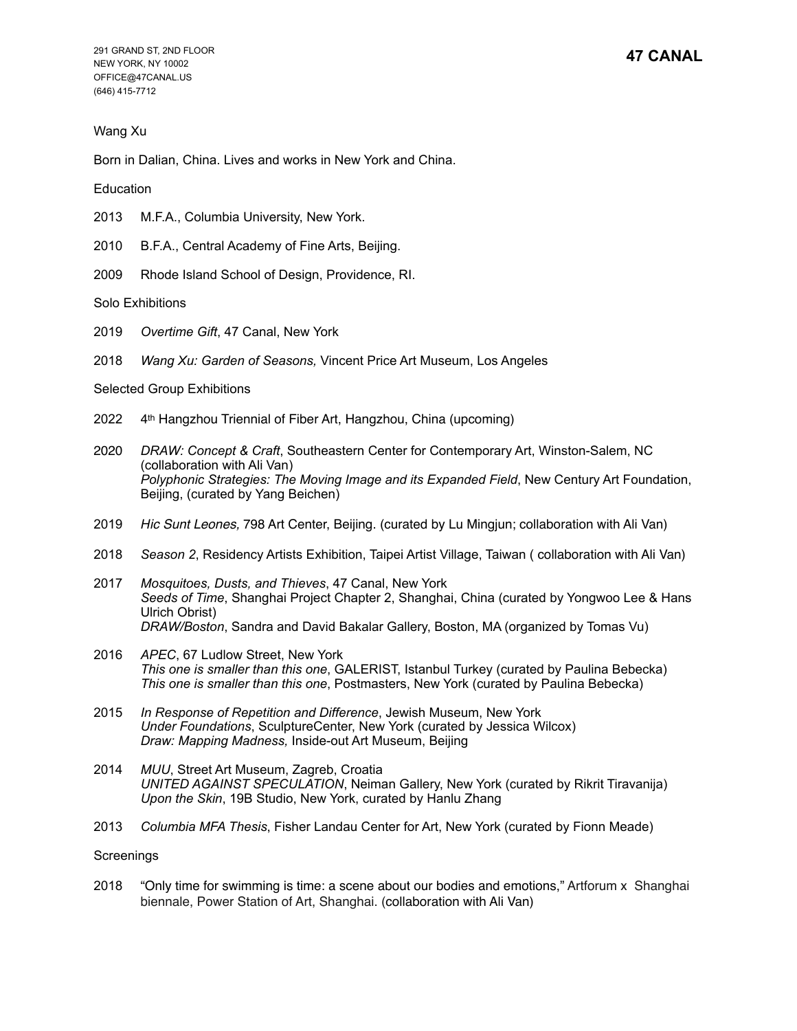291 GRAND ST, 2ND FLOOR
NEW YORK, NY 10002
OFFICE@47CANAL.US
(646) 415-7712

**47 CANAL**

Wang Xu

Born in Dalian, China. Lives and works in New York and China.

Education

2013 M.F.A., Columbia University, New York.

2010 B.F.A., Central Academy of Fine Arts, Beijing.

2009 Rhode Island School of Design, Providence, RI.

Solo Exhibitions

2019 *Overtime Gift*, 47 Canal, New York

2018 *Wang Xu: Garden of Seasons,* Vincent Price Art Museum, Los Angeles

Selected Group Exhibitions

2022 4th Hangzhou Triennial of Fiber Art, Hangzhou, China (upcoming)

2020 *DRAW: Concept & Craft*, Southeastern Center for Contemporary Art, Winston-Salem, NC (collaboration with Ali Van)
*Polyphonic Strategies: The Moving Image and its Expanded Field*, New Century Art Foundation, Beijing, (curated by Yang Beichen)

2019 *Hic Sunt Leones,* 798 Art Center, Beijing. (curated by Lu Mingjun; collaboration with Ali Van)

2018 *Season 2*, Residency Artists Exhibition, Taipei Artist Village, Taiwan ( collaboration with Ali Van)

2017 *Mosquitoes, Dusts, and Thieves*, 47 Canal, New York
*Seeds of Time*, Shanghai Project Chapter 2, Shanghai, China (curated by Yongwoo Lee & Hans Ulrich Obrist)
*DRAW/Boston*, Sandra and David Bakalar Gallery, Boston, MA (organized by Tomas Vu)

2016 *APEC*, 67 Ludlow Street, New York
*This one is smaller than this one*, GALERIST, Istanbul Turkey (curated by Paulina Bebecka)
*This one is smaller than this one*, Postmasters, New York (curated by Paulina Bebecka)

2015 *In Response of Repetition and Difference*, Jewish Museum, New York
*Under Foundations*, SculptureCenter, New York (curated by Jessica Wilcox)
*Draw: Mapping Madness,* Inside-out Art Museum, Beijing

2014 *MUU*, Street Art Museum, Zagreb, Croatia
*UNITED AGAINST SPECULATION*, Neiman Gallery, New York (curated by Rikrit Tiravanija)
*Upon the Skin*, 19B Studio, New York, curated by Hanlu Zhang

2013 *Columbia MFA Thesis*, Fisher Landau Center for Art, New York (curated by Fionn Meade)

Screenings

2018 "Only time for swimming is time: a scene about our bodies and emotions," Artforum x Shanghai biennale, Power Station of Art, Shanghai. (collaboration with Ali Van)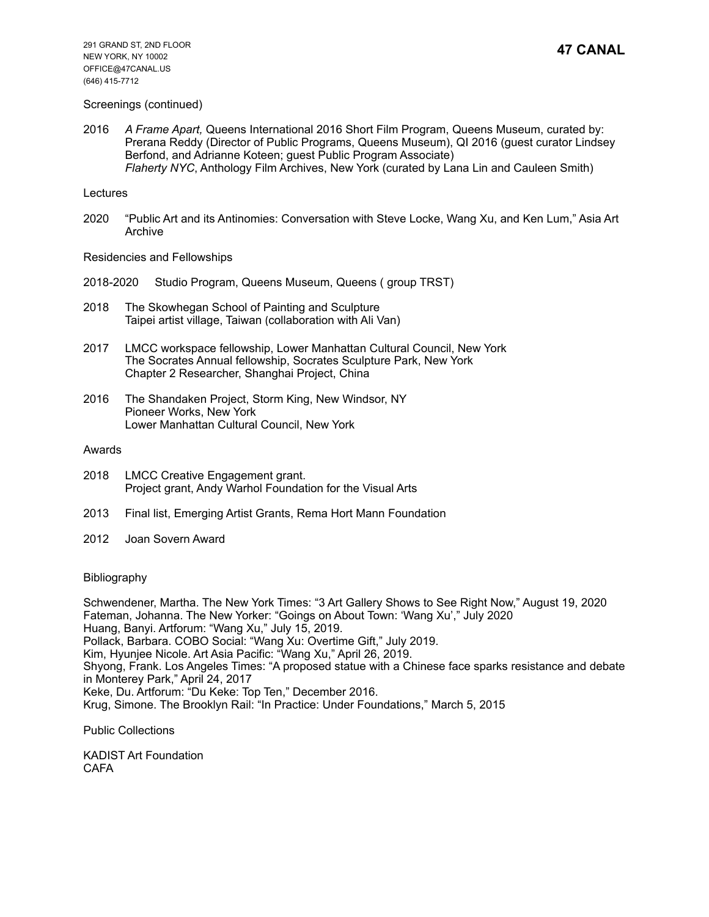Screenings (continued)

2016 *A Frame Apart,* Queens International 2016 Short Film Program, Queens Museum, curated by: Prerana Reddy (Director of Public Programs, Queens Museum), QI 2016 (guest curator Lindsey Berfond, and Adrianne Koteen; guest Public Program Associate)
*Flaherty NYC*, Anthology Film Archives, New York (curated by Lana Lin and Cauleen Smith)

Lectures

2020 "Public Art and its Antinomies: Conversation with Steve Locke, Wang Xu, and Ken Lum," Asia Art Archive

Residencies and Fellowships

2018-2020 Studio Program, Queens Museum, Queens ( group TRST)

2018 The Skowhegan School of Painting and Sculpture
Taipei artist village, Taiwan (collaboration with Ali Van)

2017 LMCC workspace fellowship, Lower Manhattan Cultural Council, New York
The Socrates Annual fellowship, Socrates Sculpture Park, New York
Chapter 2 Researcher, Shanghai Project, China

2016 The Shandaken Project, Storm King, New Windsor, NY
Pioneer Works, New York
Lower Manhattan Cultural Council, New York

Awards

2018 LMCC Creative Engagement grant.
Project grant, Andy Warhol Foundation for the Visual Arts

2013 Final list, Emerging Artist Grants, Rema Hort Mann Foundation

2012 Joan Sovern Award

Bibliography

Schwendener, Martha. The New York Times: "3 Art Gallery Shows to See Right Now," August 19, 2020
Fateman, Johanna. The New Yorker: "Goings on About Town: 'Wang Xu'," July 2020
Huang, Banyi. Artforum: "Wang Xu," July 15, 2019.
Pollack, Barbara. COBO Social: "Wang Xu: Overtime Gift," July 2019.
Kim, Hyunjee Nicole. Art Asia Pacific: "Wang Xu," April 26, 2019.
Shyong, Frank. Los Angeles Times: "A proposed statue with a Chinese face sparks resistance and debate in Monterey Park," April 24, 2017
Keke, Du. Artforum: "Du Keke: Top Ten," December 2016.
Krug, Simone. The Brooklyn Rail: "In Practice: Under Foundations," March 5, 2015

Public Collections

KADIST Art Foundation
CAFA